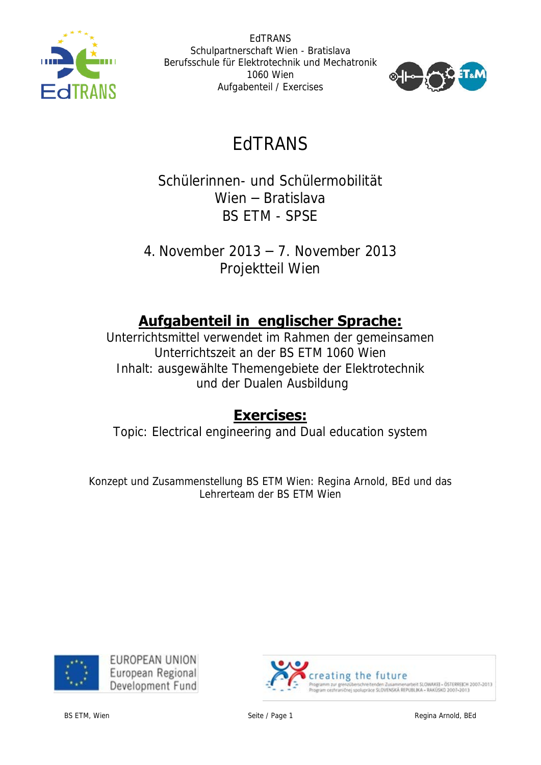EdTRANS
Schulpartnerschaft Wien - Bratislava
Berufsschule für Elektrotechnik und Mechatronik
1060 Wien
Aufgabenteil / Exercises

# EdTRANS

## Schülerinnen- und Schülermobilität
## Wien – Bratislava
## BS ETM - SPSE

4. November 2013 – 7. November 2013
Projektteil Wien

## **Aufgabenteil in englischer Sprache:**

Unterrichtsmittel verwendet im Rahmen der gemeinsamen Unterrichtszeit an der BS ETM 1060 Wien
Inhalt: ausgewählte Themengebiete der Elektrotechnik und der Dualen Ausbildung

## **Exercises:**

Topic: Electrical engineering and Dual education system

Konzept und Zusammenstellung BS ETM Wien: Regina Arnold, BEd und das Lehrerteam der BS ETM Wien

EUROPEAN UNION
European Regional Development Fund

creating the future
Programm zur grenzüberschreitenden Zusammenarbeit SLOWAKEI - ÖSTERREICH 2007-2013
Program cezhraničnej spolupráce SLOVENSKÁ REPUBLIKA - RAKÚSKO 2007-2013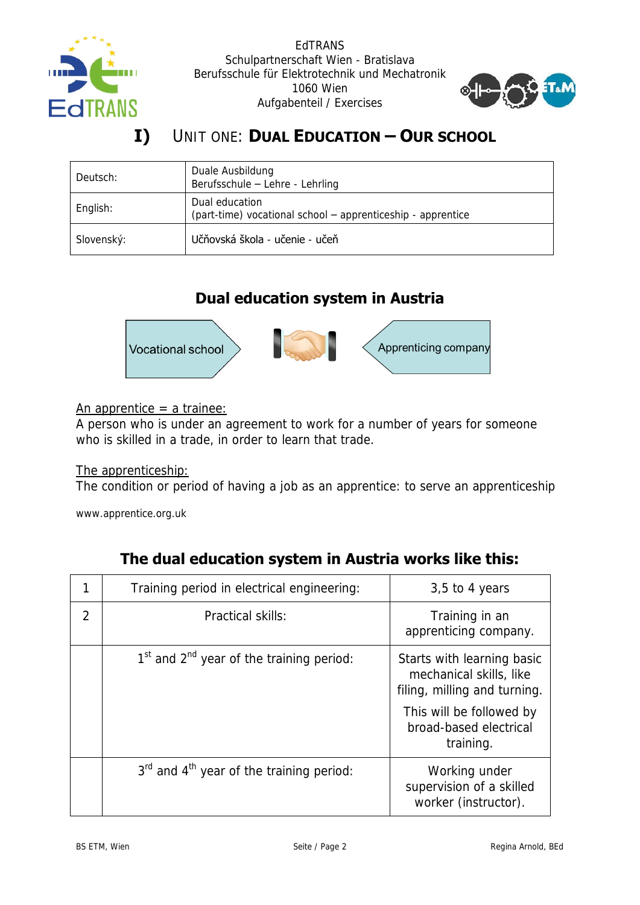# I) UNIT ONE: **DUAL EDUCATION – OUR SCHOOL**

| | |
|---|---|
| Deutsch: | Duale Ausbildung<br>Berufsschule – Lehre - Lehrling |
| English: | Dual education<br>(part-time) vocational school – apprenticeship - apprentice |
| Slovenský: | Učňovská škola - učenie - učeň |

## Dual education system in Austria

Vocational school → ← Apprenticing company

An apprentice = a trainee:
A person who is under an agreement to work for a number of years for someone who is skilled in a trade, in order to learn that trade.

The apprenticeship:
The condition or period of having a job as an apprentice: to serve an apprenticeship

www.apprentice.org.uk

## The dual education system in Austria works like this:

| | | |
|---|---|---|
| 1 | Training period in electrical engineering: | 3,5 to 4 years |
| 2 | Practical skills: | Training in an apprenticing company. |
| | 1st and 2nd year of the training period: | Starts with learning basic mechanical skills, like filing, milling and turning.<br>This will be followed by broad-based electrical training. |
| | 3rd and 4th year of the training period: | Working under supervision of a skilled worker (instructor). |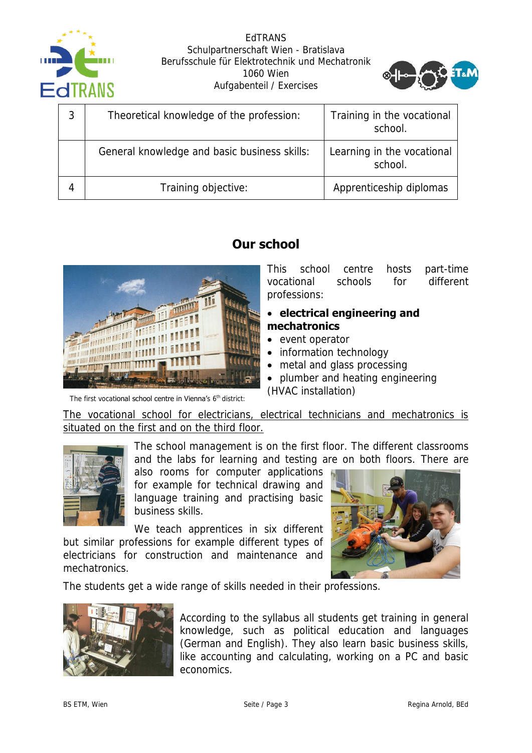| 3 | Theoretical knowledge of the profession: | Training in the vocational school. |
|---|---|---|
| | General knowledge and basic business skills: | Learning in the vocational school. |
| 4 | Training objective: | Apprenticeship diplomas |

## Our school

The first vocational school centre in Vienna's 6th district:

This school centre hosts part-time vocational schools for different professions:

- **electrical engineering and mechatronics**
- event operator
- information technology
- metal and glass processing
- plumber and heating engineering (HVAC installation)

The vocational school for electricians, electrical technicians and mechatronics is situated on the first and on the third floor.

The school management is on the first floor. The different classrooms and the labs for learning and testing are on both floors. There are also rooms for computer applications for example for technical drawing and language training and practising basic business skills.

We teach apprentices in six different but similar professions for example different types of electricians for construction and maintenance and mechatronics.

The students get a wide range of skills needed in their professions.

According to the syllabus all students get training in general knowledge, such as political education and languages (German and English). They also learn basic business skills, like accounting and calculating, working on a PC and basic economics.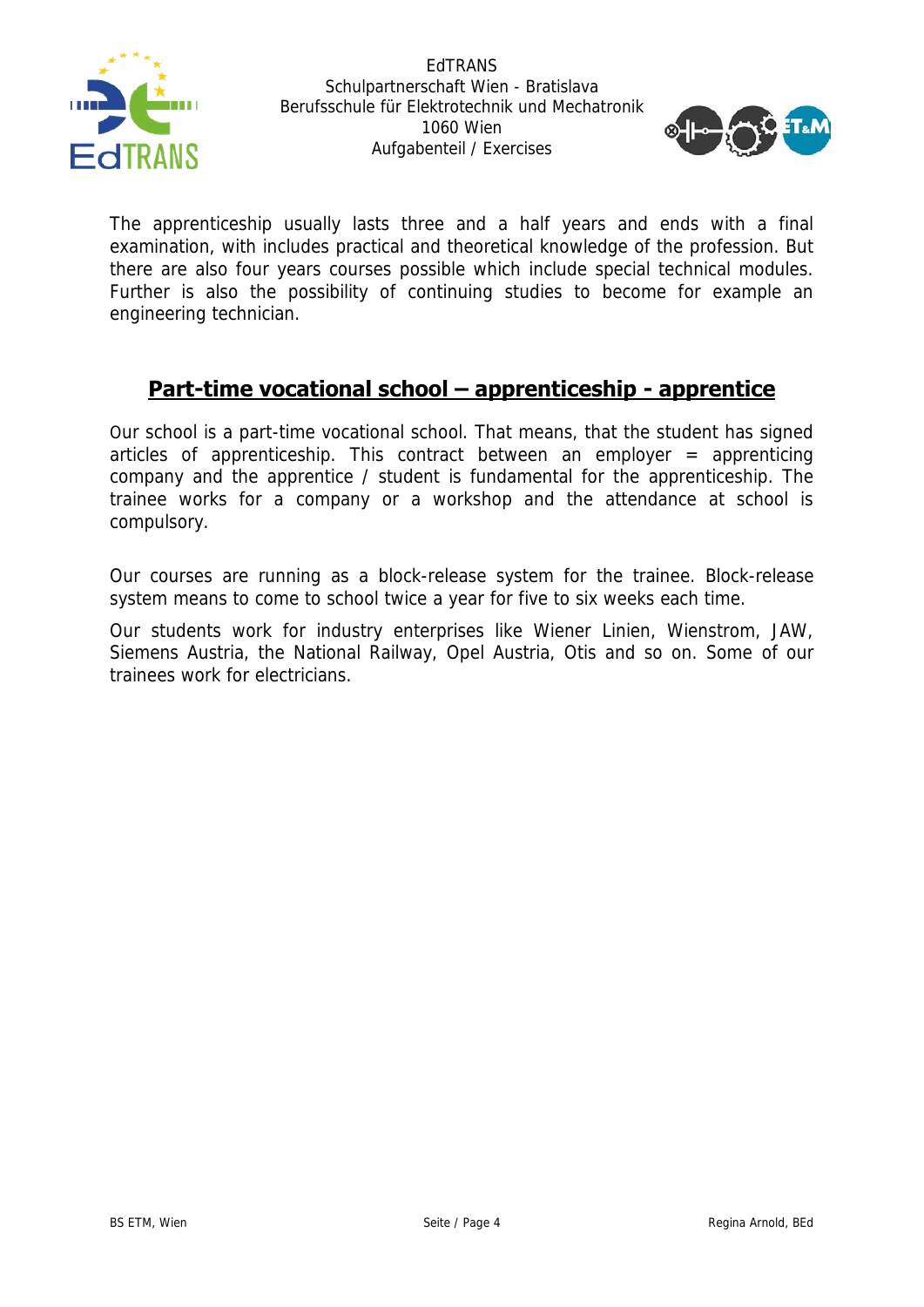The apprenticeship usually lasts three and a half years and ends with a final examination, with includes practical and theoretical knowledge of the profession. But there are also four years courses possible which include special technical modules. Further is also the possibility of continuing studies to become for example an engineering technician.

## Part-time vocational school – apprenticeship - apprentice

Our school is a part-time vocational school. That means, that the student has signed articles of apprenticeship. This contract between an employer = apprenticing company and the apprentice / student is fundamental for the apprenticeship. The trainee works for a company or a workshop and the attendance at school is compulsory.

Our courses are running as a block-release system for the trainee. Block-release system means to come to school twice a year for five to six weeks each time.

Our students work for industry enterprises like Wiener Linien, Wienstrom, JAW, Siemens Austria, the National Railway, Opel Austria, Otis and so on. Some of our trainees work for electricians.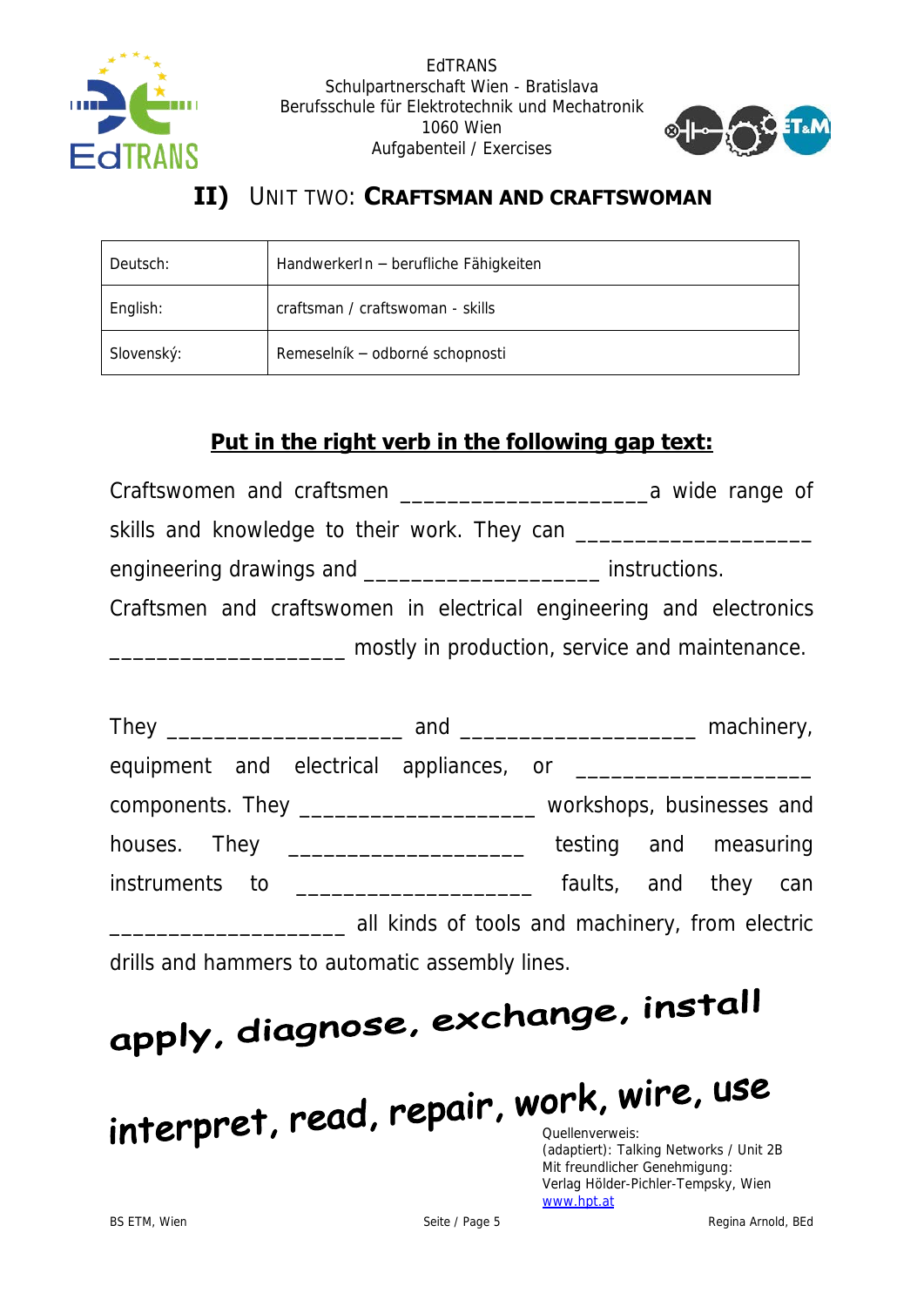EdTRANS
Schulpartnerschaft Wien - Bratislava
Berufsschule für Elektrotechnik und Mechatronik
1060 Wien
Aufgabenteil / Exercises

## II) UNIT TWO: **CRAFTSMAN AND CRAFTSWOMAN**

| Deutsch: | HandwerkerIn – berufliche Fähigkeiten |
|---|---|
| English: | craftsman / craftswoman - skills |
| Slovenský: | Remeselník – odborné schopnosti |

### **Put in the right verb in the following gap text:**

Craftswomen and craftsmen ____________________a wide range of skills and knowledge to their work. They can ____________________ engineering drawings and ____________________ instructions. Craftsmen and craftswomen in electrical engineering and electronics ____________________ mostly in production, service and maintenance.

They ____________________ and ____________________ machinery, equipment and electrical appliances, or ____________________ components. They ____________________ workshops, businesses and houses. They ____________________ testing and measuring instruments to ____________________ faults, and they can ____________________ all kinds of tools and machinery, from electric drills and hammers to automatic assembly lines.

**apply, diagnose, exchange, install**

**interpret, read, repair, work, wire, use**

Quellenverweis:
(adaptiert): Talking Networks / Unit 2B
Mit freundlicher Genehmigung:
Verlag Hölder-Pichler-Tempsky, Wien
www.hpt.at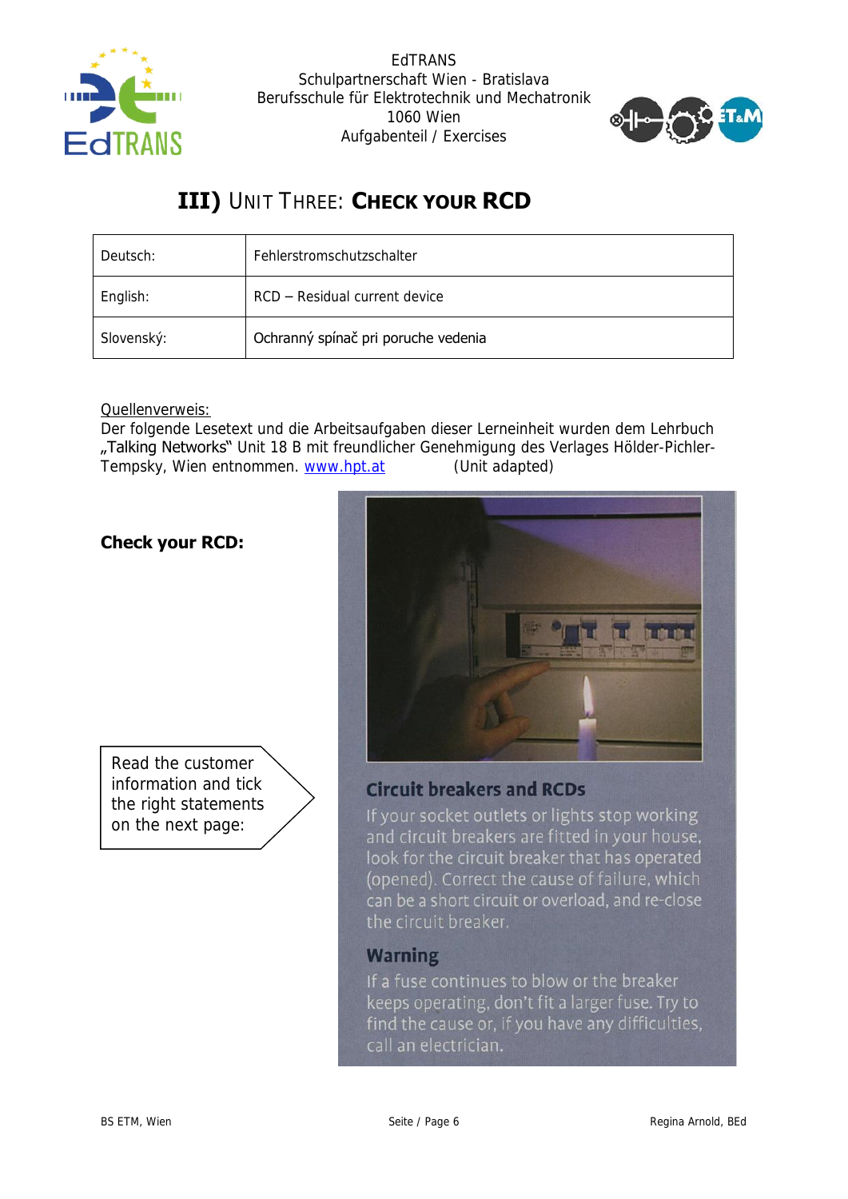# III) Unit Three: Check your RCD

| Deutsch: | Fehlerstromschutzschalter |
|---|---|
| English: | RCD – Residual current device |
| Slovenský: | Ochranný spínač pri poruche vedenia |

Quellenverweis:
Der folgende Lesetext und die Arbeitsaufgaben dieser Lerneinheit wurden dem Lehrbuch „Talking Networks" Unit 18 B mit freundlicher Genehmigung des Verlages Hölder-Pichler-Tempsky, Wien entnommen. www.hpt.at (Unit adapted)

**Check your RCD:**

Read the customer information and tick the right statements on the next page:

### Circuit breakers and RCDs

If your socket outlets or lights stop working and circuit breakers are fitted in your house, look for the circuit breaker that has operated (opened). Correct the cause of failure, which can be a short circuit or overload, and re-close the circuit breaker.

### Warning

If a fuse continues to blow or the breaker keeps operating, don't fit a larger fuse. Try to find the cause or, if you have any difficulties, call an electrician.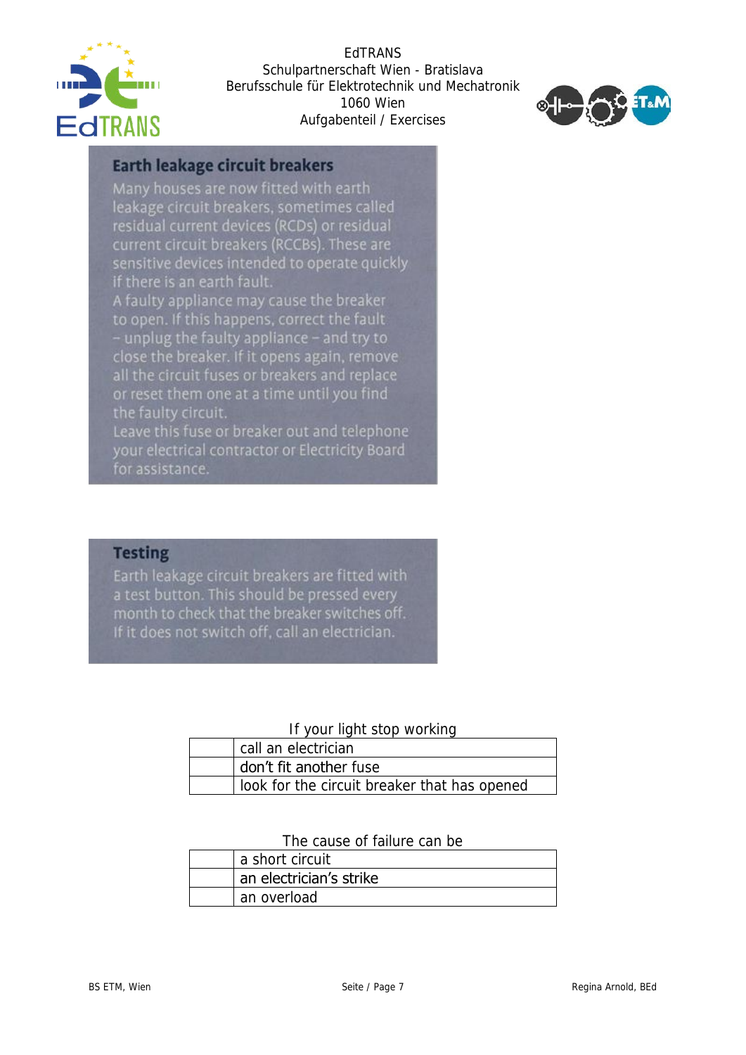## Earth leakage circuit breakers

Many houses are now fitted with earth leakage circuit breakers, sometimes called residual current devices (RCDs) or residual current circuit breakers (RCCBs). These are sensitive devices intended to operate quickly if there is an earth fault.

A faulty appliance may cause the breaker to open. If this happens, correct the fault – unplug the faulty appliance – and try to close the breaker. If it opens again, remove all the circuit fuses or breakers and replace or reset them one at a time until you find the faulty circuit.

Leave this fuse or breaker out and telephone your electrical contractor or Electricity Board for assistance.

## Testing

Earth leakage circuit breakers are fitted with a test button. This should be pressed every month to check that the breaker switches off. If it does not switch off, call an electrician.

If your light stop working

| | |
|---|---|
| | call an electrician |
| | don't fit another fuse |
| | look for the circuit breaker that has opened |

The cause of failure can be

| | |
|---|---|
| | a short circuit |
| | an electrician's strike |
| | an overload |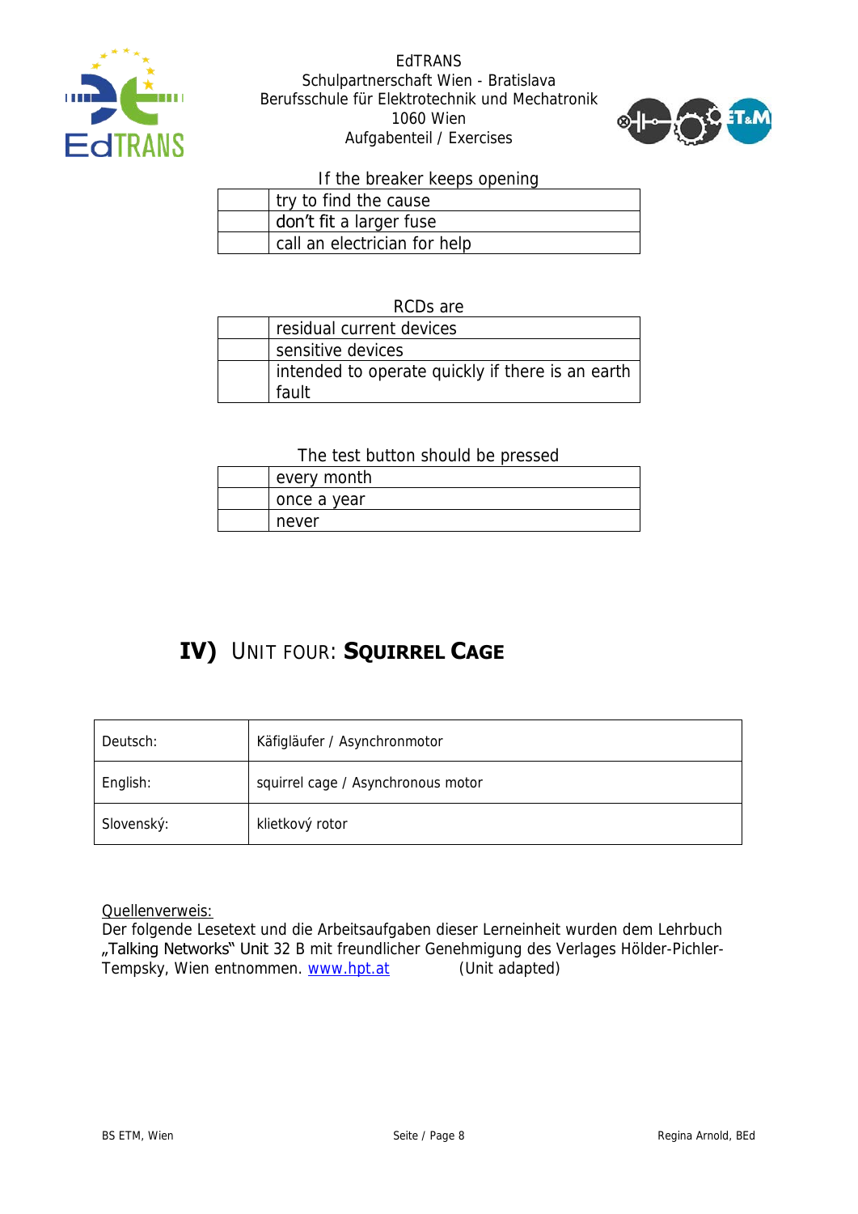If the breaker keeps opening

| | |
|---|---|
| | try to find the cause |
| | don't fit a larger fuse |
| | call an electrician for help |

RCDs are

| | |
|---|---|
| | residual current devices |
| | sensitive devices |
| | intended to operate quickly if there is an earth fault |

The test button should be pressed

| | |
|---|---|
| | every month |
| | once a year |
| | never |

# IV) Unit Four: **Squirrel Cage**

| | |
|---|---|
| Deutsch: | Käfigläufer / Asynchronmotor |
| English: | squirrel cage / Asynchronous motor |
| Slovenský: | klietkový rotor |

Quellenverweis:
Der folgende Lesetext und die Arbeitsaufgaben dieser Lerneinheit wurden dem Lehrbuch „Talking Networks" Unit 32 B mit freundlicher Genehmigung des Verlages Hölder-Pichler-Tempsky, Wien entnommen. www.hpt.at (Unit adapted)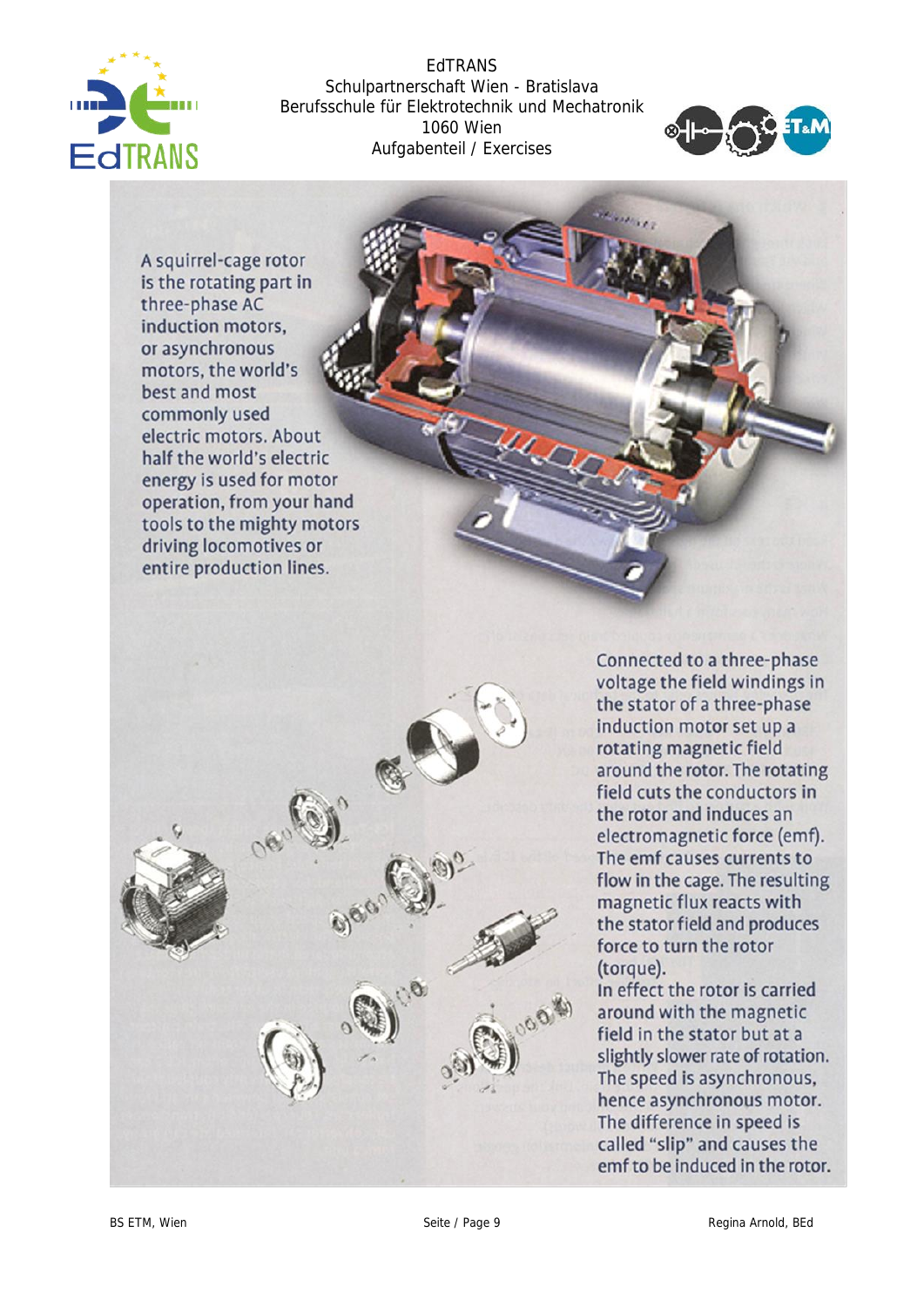A squirrel-cage rotor is the rotating part in three-phase AC induction motors, or asynchronous motors, the world's best and most commonly used electric motors. About half the world's electric energy is used for motor operation, from your hand tools to the mighty motors driving locomotives or entire production lines.

Connected to a three-phase voltage the field windings in the stator of a three-phase induction motor set up a rotating magnetic field around the rotor. The rotating field cuts the conductors in the rotor and induces an electromagnetic force (emf). The emf causes currents to flow in the cage. The resulting magnetic flux reacts with the stator field and produces force to turn the rotor (torque).

In effect the rotor is carried around with the magnetic field in the stator but at a slightly slower rate of rotation. The speed is asynchronous, hence asynchronous motor. The difference in speed is called "slip" and causes the emf to be induced in the rotor.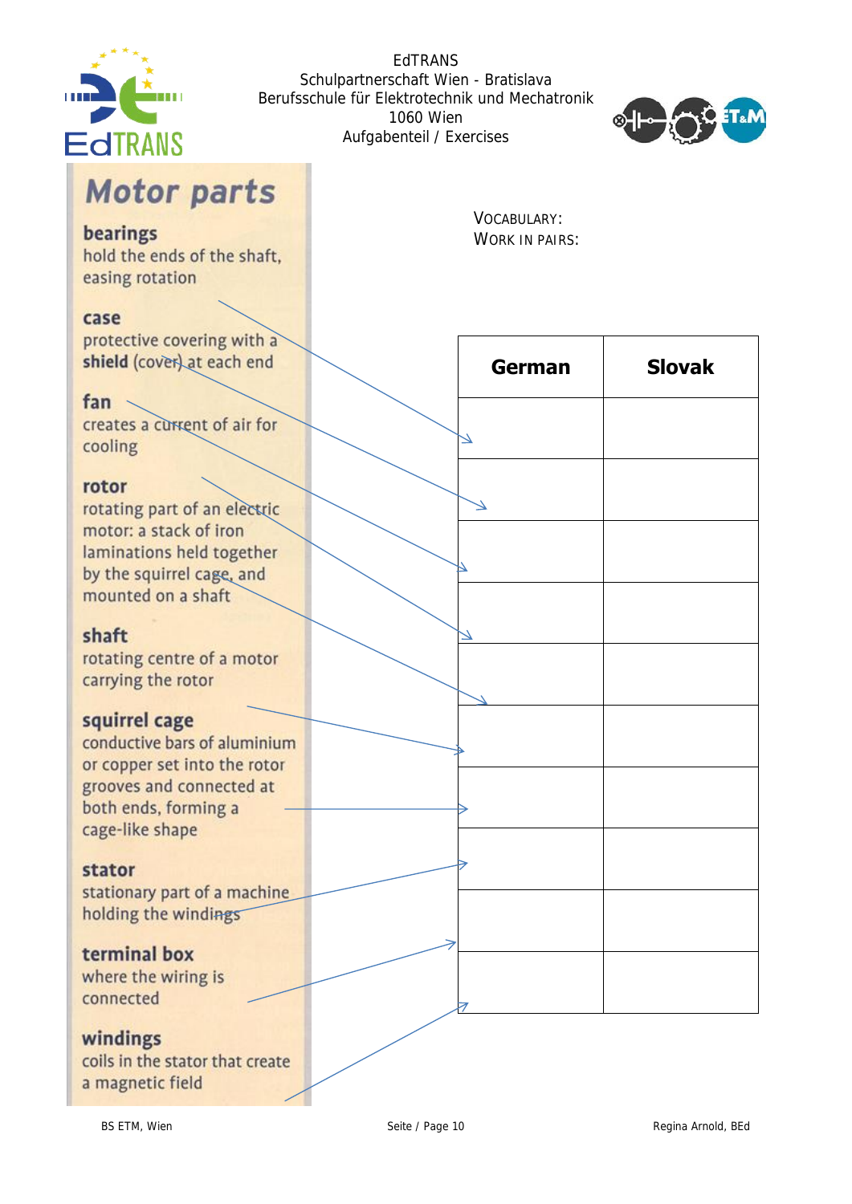# Motor parts

**bearings**
hold the ends of the shaft, easing rotation

**case**
protective covering with a **shield** (cover) at each end

**fan**
creates a current of air for cooling

**rotor**
rotating part of an electric motor: a stack of iron laminations held together by the squirrel cage, and mounted on a shaft

**shaft**
rotating centre of a motor carrying the rotor

**squirrel cage**
conductive bars of aluminium or copper set into the rotor grooves and connected at both ends, forming a cage-like shape

**stator**
stationary part of a machine holding the windings

**terminal box**
where the wiring is connected

**windings**
coils in the stator that create a magnetic field

VOCABULARY:
WORK IN PAIRS:

| German | Slovak |
|---|---|
| | |
| | |
| | |
| | |
| | |
| | |
| | |
| | |
| | |
| | |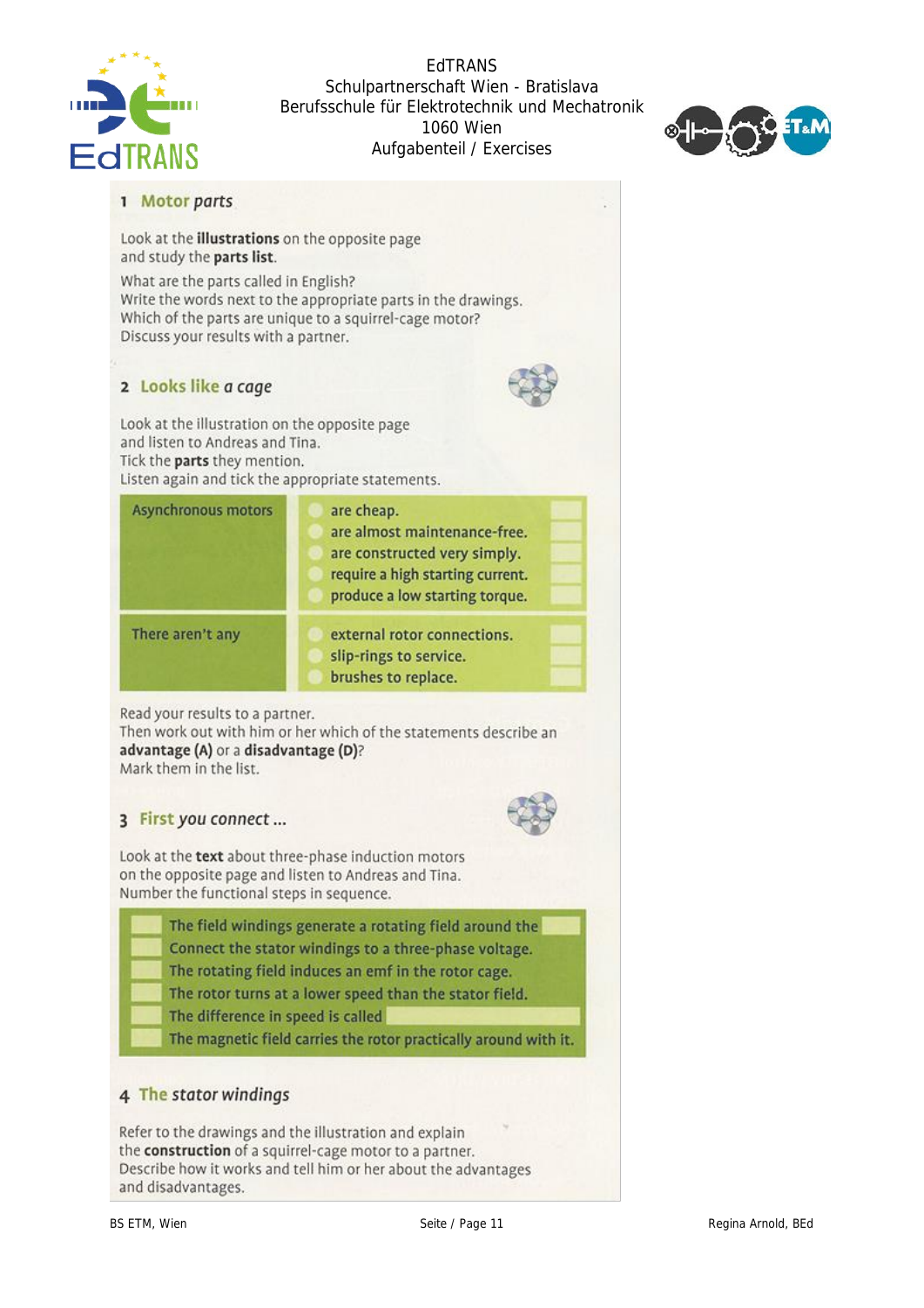## 1 Motor *parts*

Look at the **illustrations** on the opposite page and study the **parts list**.

What are the parts called in English?
Write the words next to the appropriate parts in the drawings.
Which of the parts are unique to a squirrel-cage motor?
Discuss your results with a partner.

## 2 Looks like *a cage*

Look at the illustration on the opposite page and listen to Andreas and Tina.
Tick the **parts** they mention.
Listen again and tick the appropriate statements.

| | | |
|---|---|---|
| Asynchronous motors | are cheap. | |
| | are almost maintenance-free. | |
| | are constructed very simply. | |
| | require a high starting current. | |
| | produce a low starting torque. | |
| There aren't any | external rotor connections. | |
| | slip-rings to service. | |
| | brushes to replace. | |

Read your results to a partner.
Then work out with him or her which of the statements describe an **advantage (A)** or a **disadvantage (D)**?
Mark them in the list.

## 3 First *you connect ...*

Look at the **text** about three-phase induction motors on the opposite page and listen to Andreas and Tina.
Number the functional steps in sequence.

| | |
|---|---|
| | The field windings generate a rotating field around the ______ |
| | Connect the stator windings to a three-phase voltage. |
| | The rotating field induces an emf in the rotor cage. |
| | The rotor turns at a lower speed than the stator field. |
| | The difference in speed is called ______ |
| | The magnetic field carries the rotor practically around with it. |

## 4 The *stator windings*

Refer to the drawings and the illustration and explain the **construction** of a squirrel-cage motor to a partner.
Describe how it works and tell him or her about the advantages and disadvantages.